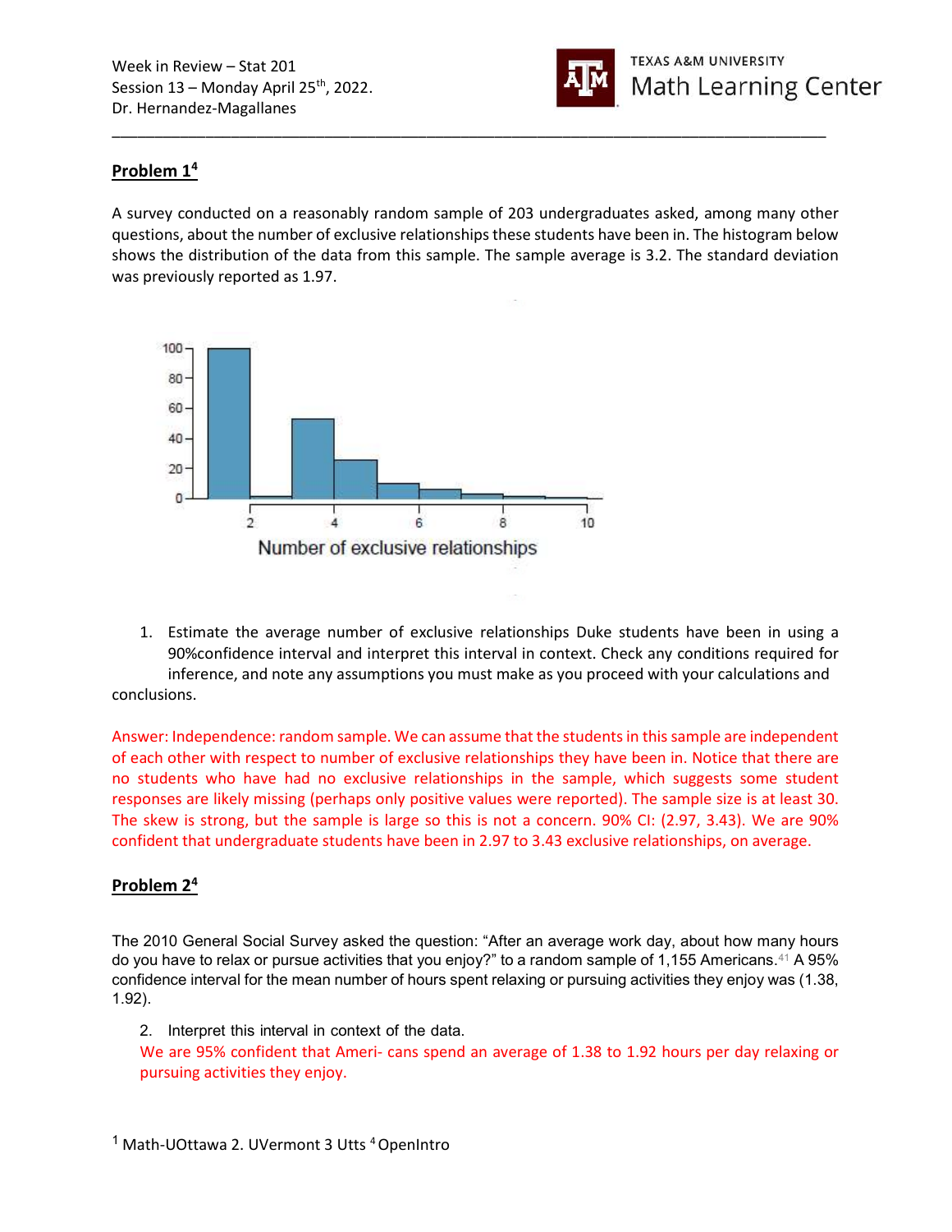Week in Review – Stat 201
Session 13 – Monday April 25th, 2022.
Dr. Hernandez-Magallanes

TEXAS A&M UNIVERSITY Math Learning Center

## Problem 1[4]

A survey conducted on a reasonably random sample of 203 undergraduates asked, among many other questions, about the number of exclusive relationships these students have been in. The histogram below shows the distribution of the data from this sample. The sample average is 3.2. The standard deviation was previously reported as 1.97.

1. Estimate the average number of exclusive relationships Duke students have been in using a 90%confidence interval and interpret this interval in context. Check any conditions required for inference, and note any assumptions you must make as you proceed with your calculations and conclusions.

Answer: Independence: random sample. We can assume that the students in this sample are independent of each other with respect to number of exclusive relationships they have been in. Notice that there are no students who have had no exclusive relationships in the sample, which suggests some student responses are likely missing (perhaps only positive values were reported). The sample size is at least 30. The skew is strong, but the sample is large so this is not a concern. 90% CI: (2.97, 3.43). We are 90% confident that undergraduate students have been in 2.97 to 3.43 exclusive relationships, on average.

## Problem 2[4]

The 2010 General Social Survey asked the question: "After an average work day, about how many hours do you have to relax or pursue activities that you enjoy?" to a random sample of 1,155 Americans.[41] A 95% confidence interval for the mean number of hours spent relaxing or pursuing activities they enjoy was (1.38, 1.92).

2. Interpret this interval in context of the data.
We are 95% confident that Ameri- cans spend an average of 1.38 to 1.92 hours per day relaxing or pursuing activities they enjoy.

[1] Math-UOttawa 2. UVermont 3 Utts [4] OpenIntro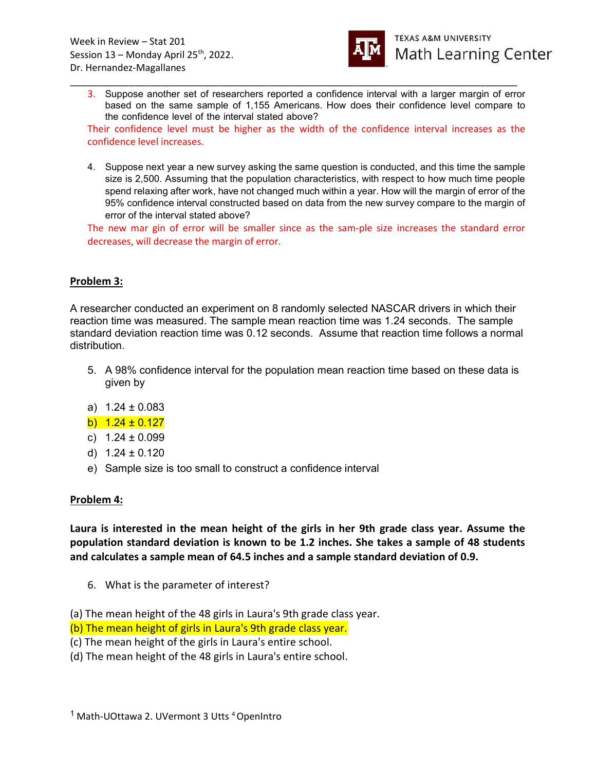3. Suppose another set of researchers reported a confidence interval with a larger margin of error based on the same sample of 1,155 Americans. How does their confidence level compare to the confidence level of the interval stated above?

Their confidence level must be higher as the width of the confidence interval increases as the confidence level increases.

4. Suppose next year a new survey asking the same question is conducted, and this time the sample size is 2,500. Assuming that the population characteristics, with respect to how much time people spend relaxing after work, have not changed much within a year. How will the margin of error of the 95% confidence interval constructed based on data from the new survey compare to the margin of error of the interval stated above?

The new mar gin of error will be smaller since as the sam-ple size increases the standard error decreases, will decrease the margin of error.

**Problem 3:**

A researcher conducted an experiment on 8 randomly selected NASCAR drivers in which their reaction time was measured. The sample mean reaction time was 1.24 seconds. The sample standard deviation reaction time was 0.12 seconds. Assume that reaction time follows a normal distribution.

5. A 98% confidence interval for the population mean reaction time based on these data is given by

a) 1.24 ± 0.083
b) 1.24 ± 0.127
c) 1.24 ± 0.099
d) 1.24 ± 0.120
e) Sample size is too small to construct a confidence interval

**Problem 4:**

**Laura is interested in the mean height of the girls in her 9th grade class year. Assume the population standard deviation is known to be 1.2 inches. She takes a sample of 48 students and calculates a sample mean of 64.5 inches and a sample standard deviation of 0.9.**

6. What is the parameter of interest?

(a) The mean height of the 48 girls in Laura's 9th grade class year.
(b) The mean height of girls in Laura's 9th grade class year.
(c) The mean height of the girls in Laura's entire school.
(d) The mean height of the 48 girls in Laura's entire school.

[1] Math-UOttawa 2. UVermont 3 Utts [4] OpenIntro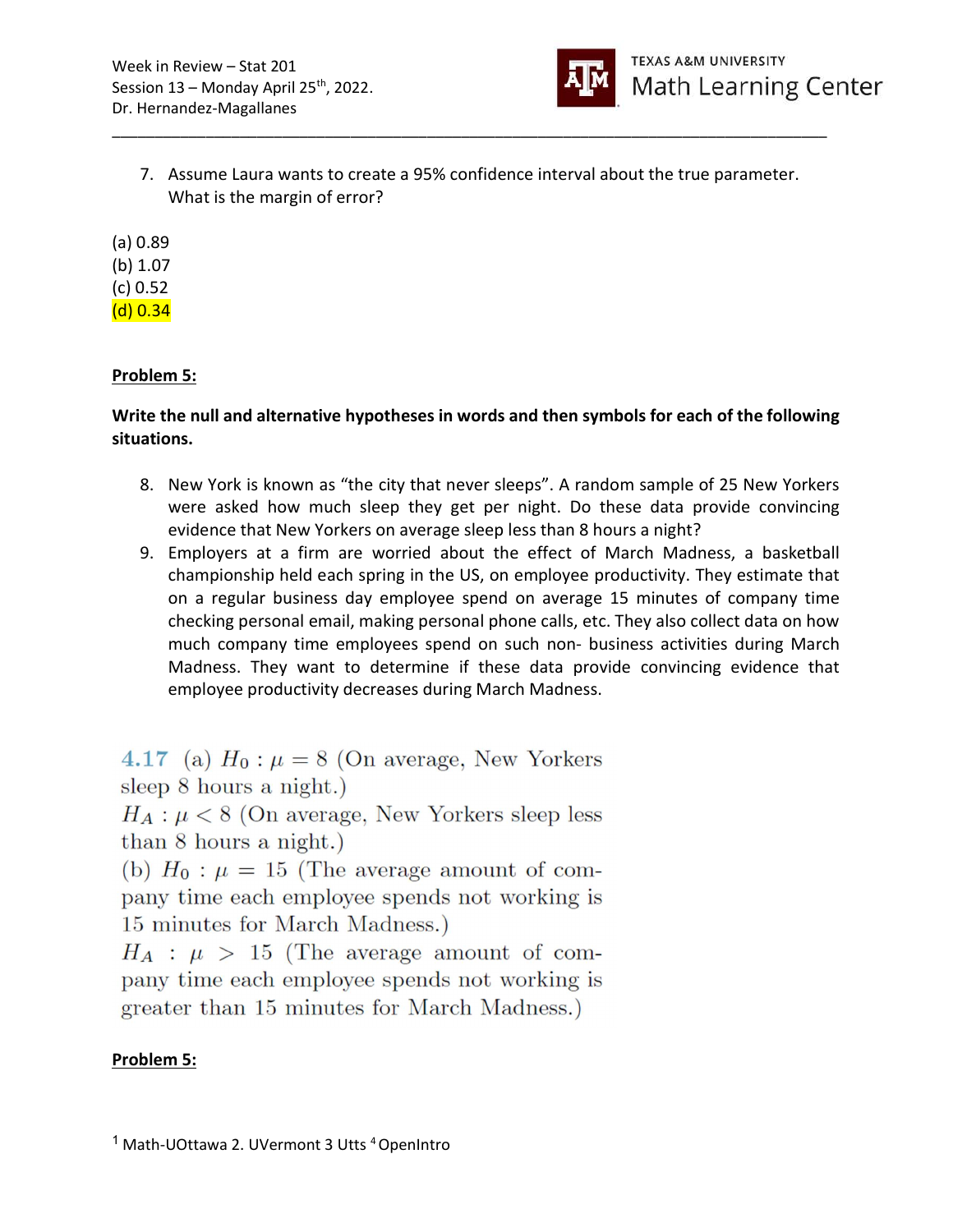7. Assume Laura wants to create a 95% confidence interval about the true parameter. What is the margin of error?

(a) 0.89
(b) 1.07
(c) 0.52
(d) 0.34

**Problem 5:**

**Write the null and alternative hypotheses in words and then symbols for each of the following situations.**

8. New York is known as "the city that never sleeps". A random sample of 25 New Yorkers were asked how much sleep they get per night. Do these data provide convincing evidence that New Yorkers on average sleep less than 8 hours a night?
9. Employers at a firm are worried about the effect of March Madness, a basketball championship held each spring in the US, on employee productivity. They estimate that on a regular business day employee spend on average 15 minutes of company time checking personal email, making personal phone calls, etc. They also collect data on how much company time employees spend on such non- business activities during March Madness. They want to determine if these data provide convincing evidence that employee productivity decreases during March Madness.

4.17 (a) $H_0 : \mu = 8$ (On average, New Yorkers sleep 8 hours a night.)
$H_A : \mu < 8$ (On average, New Yorkers sleep less than 8 hours a night.)
(b) $H_0 : \mu = 15$ (The average amount of company time each employee spends not working is 15 minutes for March Madness.)
$H_A : \mu > 15$ (The average amount of company time each employee spends not working is greater than 15 minutes for March Madness.)

**Problem 5:**

[1] Math-UOttawa 2. UVermont 3 Utts [4] OpenIntro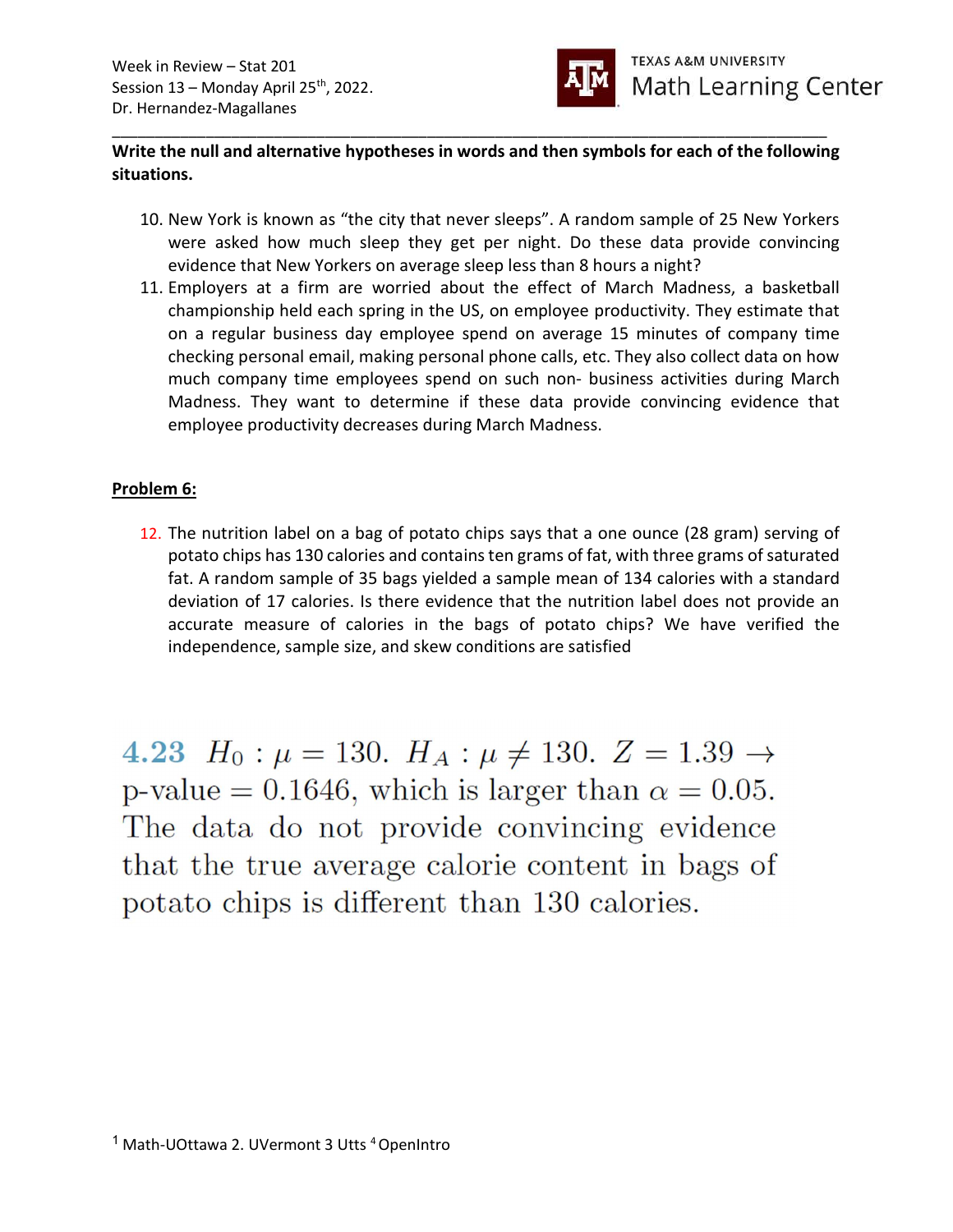**Write the null and alternative hypotheses in words and then symbols for each of the following situations.**

10. New York is known as "the city that never sleeps". A random sample of 25 New Yorkers were asked how much sleep they get per night. Do these data provide convincing evidence that New Yorkers on average sleep less than 8 hours a night?
11. Employers at a firm are worried about the effect of March Madness, a basketball championship held each spring in the US, on employee productivity. They estimate that on a regular business day employee spend on average 15 minutes of company time checking personal email, making personal phone calls, etc. They also collect data on how much company time employees spend on such non- business activities during March Madness. They want to determine if these data provide convincing evidence that employee productivity decreases during March Madness.

**Problem 6:**

12. The nutrition label on a bag of potato chips says that a one ounce (28 gram) serving of potato chips has 130 calories and contains ten grams of fat, with three grams of saturated fat. A random sample of 35 bags yielded a sample mean of 134 calories with a standard deviation of 17 calories. Is there evidence that the nutrition label does not provide an accurate measure of calories in the bags of potato chips? We have verified the independence, sample size, and skew conditions are satisfied

**4.23** $H_0 : \mu = 130$. $H_A : \mu \neq 130$. $Z = 1.39 \rightarrow$ p-value $= 0.1646$, which is larger than $\alpha = 0.05$. The data do not provide convincing evidence that the true average calorie content in bags of potato chips is different than 130 calories.

[1] Math-UOttawa 2. UVermont 3 Utts [4] OpenIntro